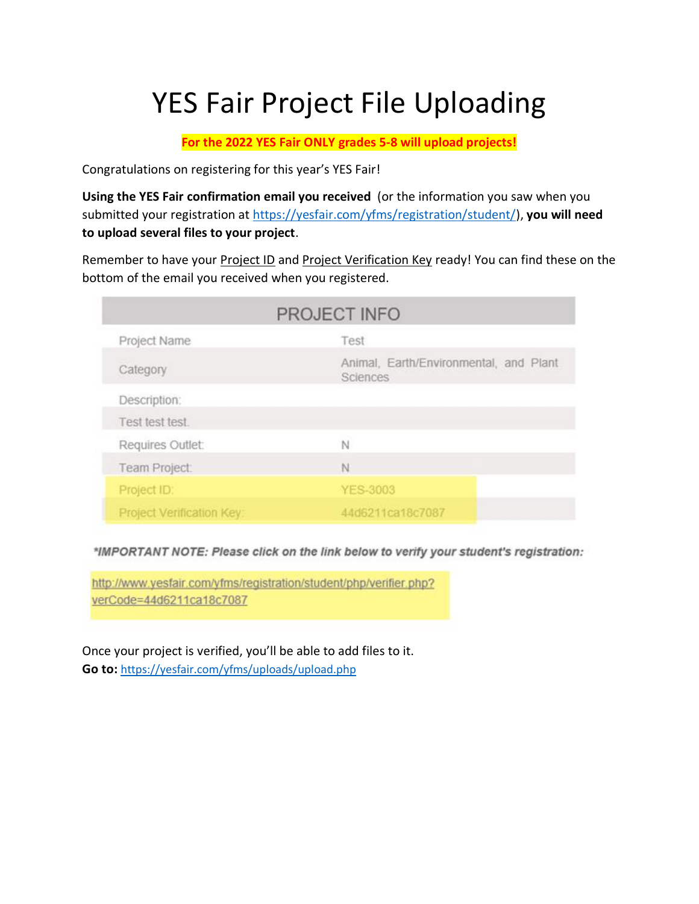# YES Fair Project File Uploading

**For the 2022 YES Fair ONLY grades 5-8 will upload projects!**

Congratulations on registering for this year's YES Fair!

**Using the YES Fair confirmation email you received** (or the information you saw when you submitted your registration at https://yesfair.com/yfms/registration/student/), **you will need to upload several files to your project**.

Remember to have your Project ID and Project Verification Key ready! You can find these on the bottom of the email you received when you registered.

| PROJECT INFO | |
|---|---|
| Project Name | Test |
| Category | Animal, Earth/Environmental, and Plant Sciences |
| Description: | |
| Test test test. | |
| Requires Outlet: | N |
| Team Project: | N |
| Project ID: | YES-3003 |
| Project Verification Key: | 44d6211ca18c7087 |

*\*IMPORTANT NOTE: Please click on the link below to verify your student's registration:*

http://www.yesfair.com/yfms/registration/student/php/verifier.php?verCode=44d6211ca18c7087

Once your project is verified, you'll be able to add files to it.
**Go to:** https://yesfair.com/yfms/uploads/upload.php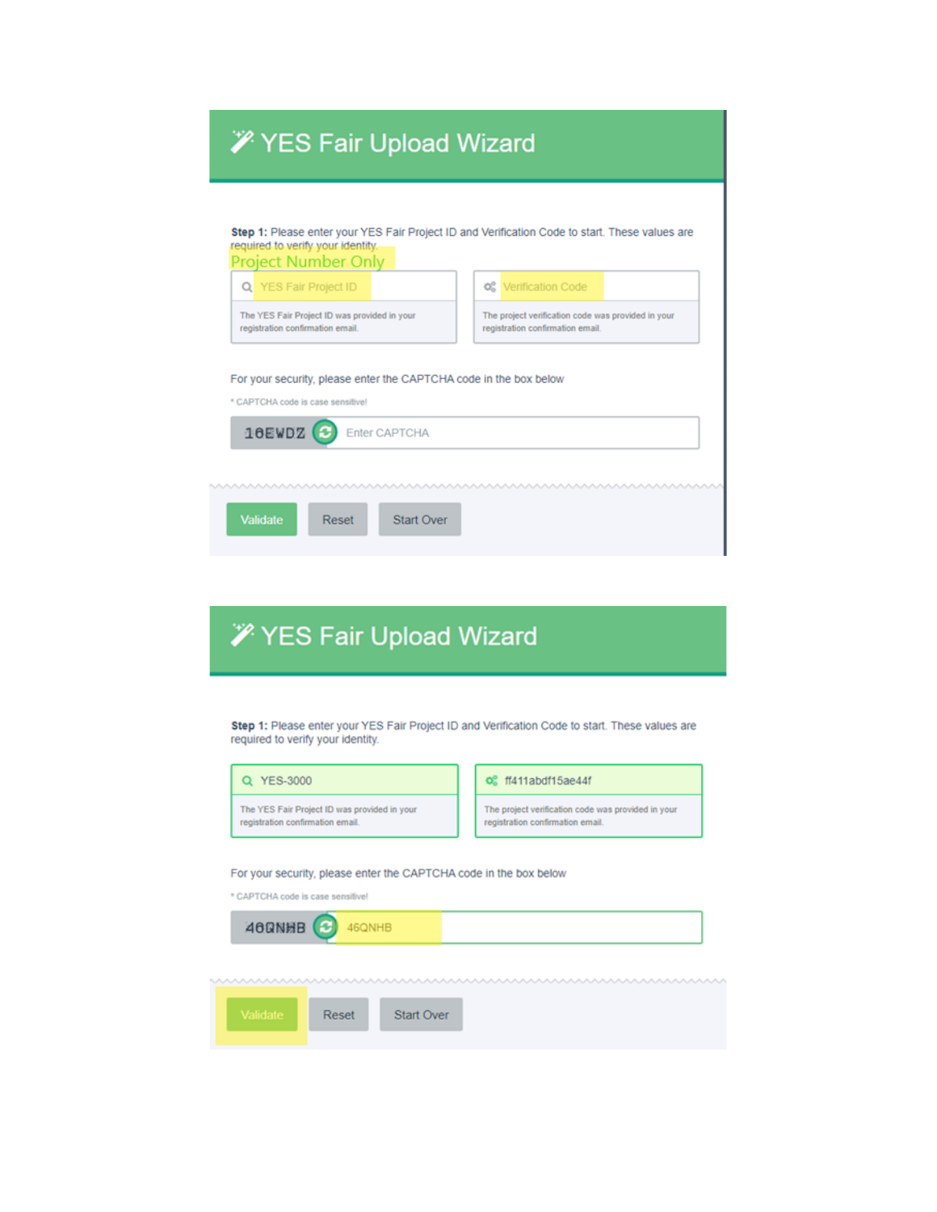# YES Fair Upload Wizard

**Step 1:** Please enter your YES Fair Project ID and Verification Code to start. These values are required to verify your identity.

Project Number Only

YES Fair Project ID

The YES Fair Project ID was provided in your registration confirmation email.

Verification Code

The project verification code was provided in your registration confirmation email.

For your security, please enter the CAPTCHA code in the box below

* CAPTCHA code is case sensitive!

16EWDZ Enter CAPTCHA

Validate Reset Start Over

# YES Fair Upload Wizard

**Step 1:** Please enter your YES Fair Project ID and Verification Code to start. These values are required to verify your identity.

YES-3000

The YES Fair Project ID was provided in your registration confirmation email.

ff411abdf15ae44f

The project verification code was provided in your registration confirmation email.

For your security, please enter the CAPTCHA code in the box below

* CAPTCHA code is case sensitive!

46QNHB 46QNHB

Validate Reset Start Over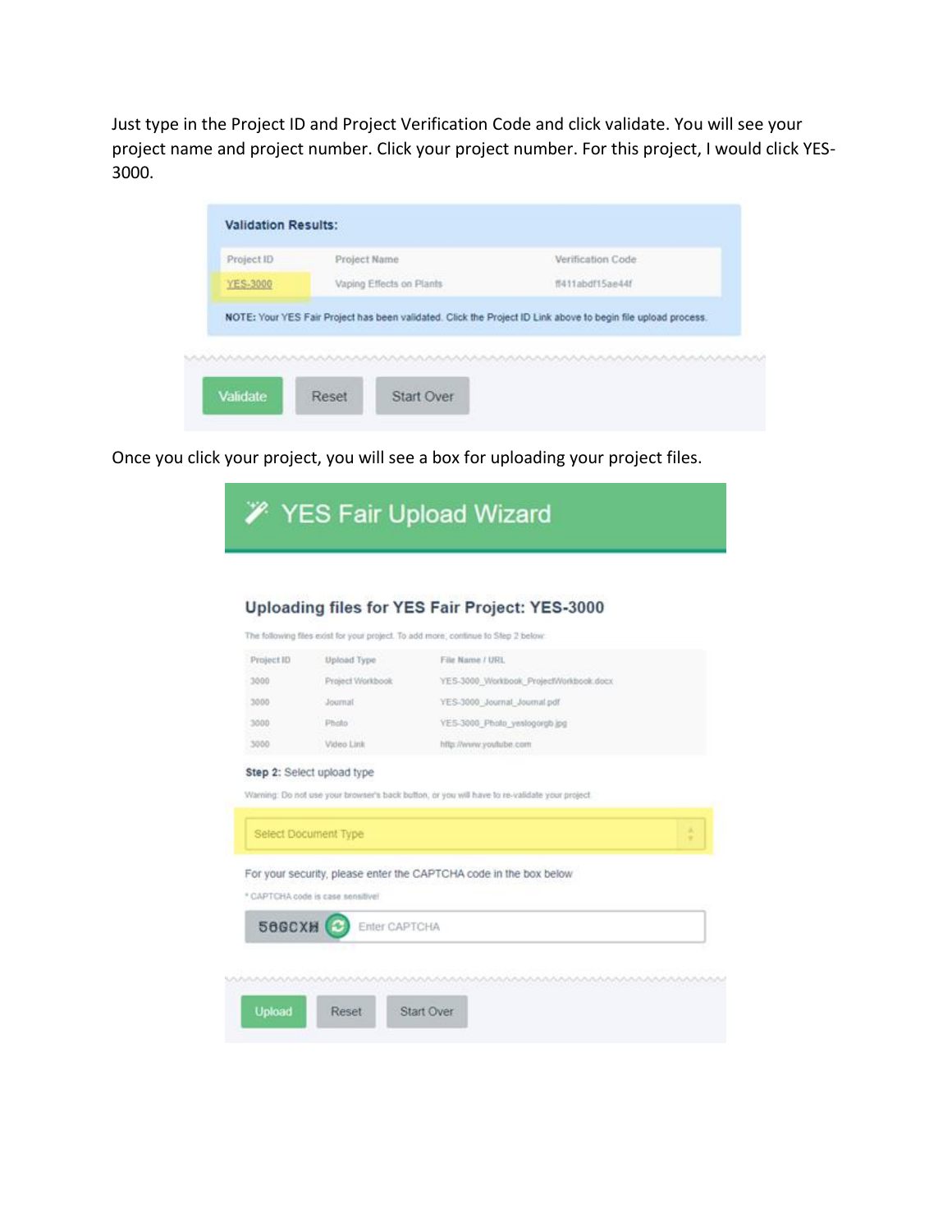Just type in the Project ID and Project Verification Code and click validate. You will see your project name and project number. Click your project number. For this project, I would click YES-3000.

**Validation Results:**

| Project ID | Project Name | Verification Code |
|---|---|---|
| YES-3000 | Vaping Effects on Plants | ff411abdf15ae44f |

**NOTE:** Your YES Fair Project has been validated. Click the Project ID Link above to begin file upload process.

Validate | Reset | Start Over

Once you click your project, you will see a box for uploading your project files.

# YES Fair Upload Wizard

### Uploading files for YES Fair Project: YES-3000

The following files exist for your project. To add more, continue to Step 2 below:

| Project ID | Upload Type | File Name / URL |
|---|---|---|
| 3000 | Project Workbook | YES-3000_Workbook_ProjectWorkbook.docx |
| 3000 | Journal | YES-3000_Journal_Journal.pdf |
| 3000 | Photo | YES-3000_Photo_yeslogorgb.jpg |
| 3000 | Video Link | http://www.youtube.com |

**Step 2:** Select upload type

Warning: Do not use your browser's back button, or you will have to re-validate your project.

Select Document Type

For your security, please enter the CAPTCHA code in the box below

* CAPTCHA code is case sensitive!

56GCXH | Enter CAPTCHA

Upload | Reset | Start Over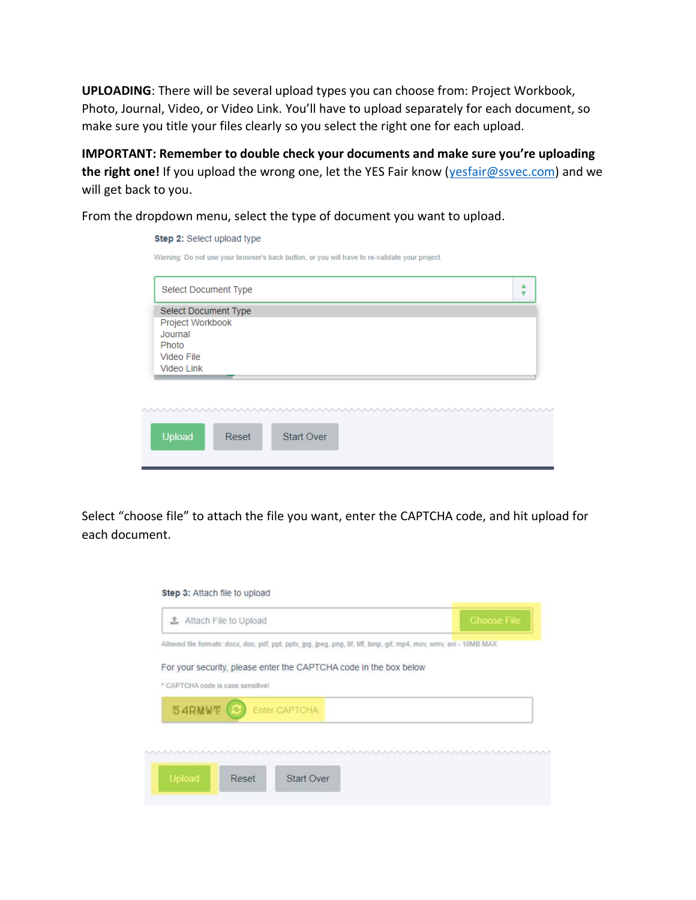**UPLOADING**: There will be several upload types you can choose from: Project Workbook, Photo, Journal, Video, or Video Link. You'll have to upload separately for each document, so make sure you title your files clearly so you select the right one for each upload.

**IMPORTANT: Remember to double check your documents and make sure you're uploading the right one!** If you upload the wrong one, let the YES Fair know (yesfair@ssvec.com) and we will get back to you.

From the dropdown menu, select the type of document you want to upload.

**Step 2:** Select upload type

Warning: Do not use your browser's back button, or you will have to re-validate your project.

Select Document Type

- Select Document Type
- Project Workbook
- Journal
- Photo
- Video File
- Video Link

Upload | Reset | Start Over

Select "choose file" to attach the file you want, enter the CAPTCHA code, and hit upload for each document.

**Step 3:** Attach file to upload

Attach File to Upload | Choose File

Allowed file formats: docx, doc, pdf, ppt, pptx, jpg, jpeg, png, tif, tiff, bmp, gif, mp4, mov, wmv, avi - 10MB MAX

For your security, please enter the CAPTCHA code in the box below

* CAPTCHA code is case sensitive!

54RMWT | Enter CAPTCHA

Upload | Reset | Start Over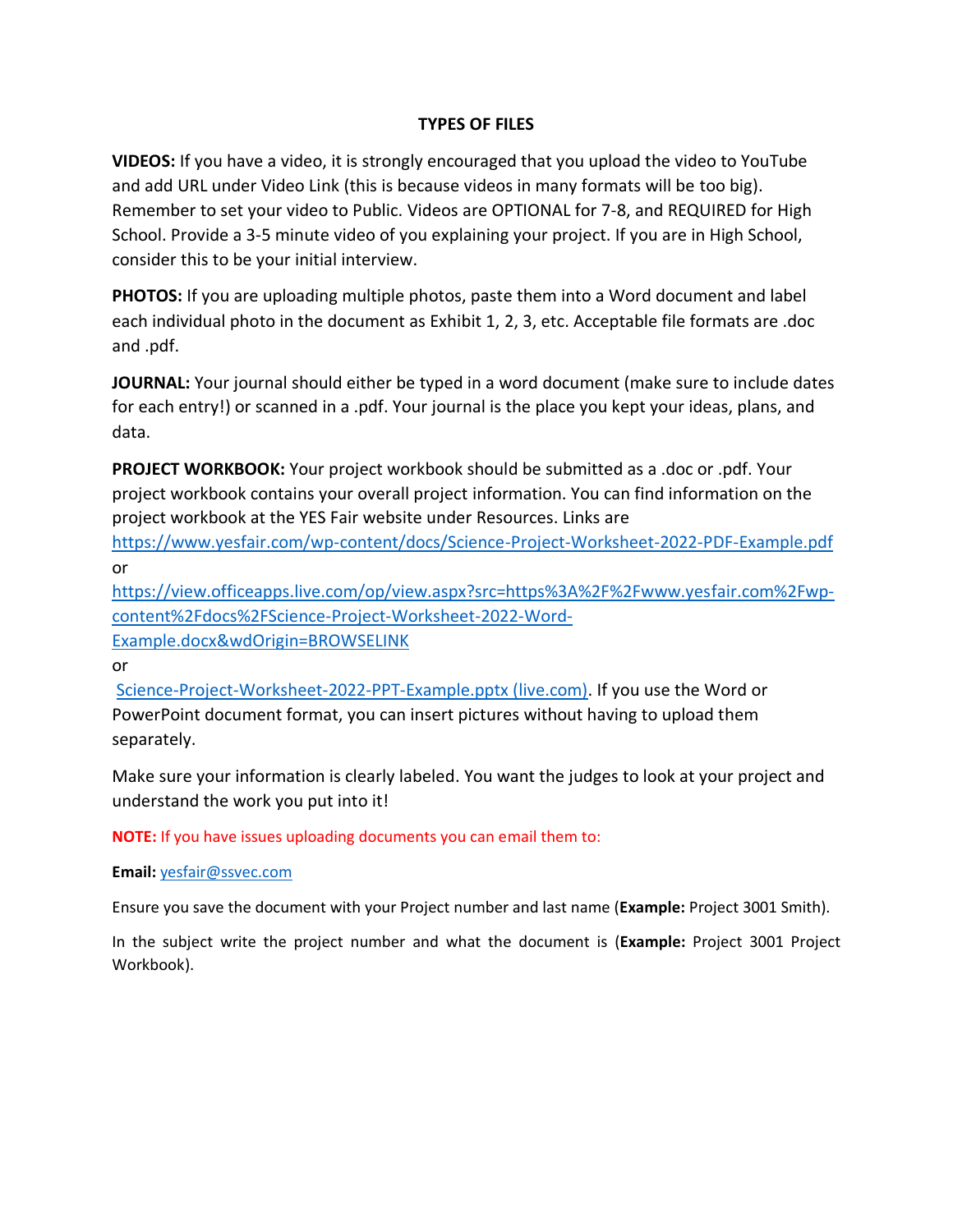## TYPES OF FILES

**VIDEOS:** If you have a video, it is strongly encouraged that you upload the video to YouTube and add URL under Video Link (this is because videos in many formats will be too big). Remember to set your video to Public. Videos are OPTIONAL for 7-8, and REQUIRED for High School. Provide a 3-5 minute video of you explaining your project. If you are in High School, consider this to be your initial interview.

**PHOTOS:** If you are uploading multiple photos, paste them into a Word document and label each individual photo in the document as Exhibit 1, 2, 3, etc. Acceptable file formats are .doc and .pdf.

**JOURNAL:** Your journal should either be typed in a word document (make sure to include dates for each entry!) or scanned in a .pdf. Your journal is the place you kept your ideas, plans, and data.

**PROJECT WORKBOOK:** Your project workbook should be submitted as a .doc or .pdf. Your project workbook contains your overall project information. You can find information on the project workbook at the YES Fair website under Resources. Links are https://www.yesfair.com/wp-content/docs/Science-Project-Worksheet-2022-PDF-Example.pdf
or
https://view.officeapps.live.com/op/view.aspx?src=https%3A%2F%2Fwww.yesfair.com%2Fwp-content%2Fdocs%2FScience-Project-Worksheet-2022-Word-Example.docx&wdOrigin=BROWSELINK
or
Science-Project-Worksheet-2022-PPT-Example.pptx (live.com). If you use the Word or PowerPoint document format, you can insert pictures without having to upload them separately.

Make sure your information is clearly labeled. You want the judges to look at your project and understand the work you put into it!

**NOTE:** If you have issues uploading documents you can email them to:

**Email:** yesfair@ssvec.com

Ensure you save the document with your Project number and last name (**Example:** Project 3001 Smith).

In the subject write the project number and what the document is (**Example:** Project 3001 Project Workbook).